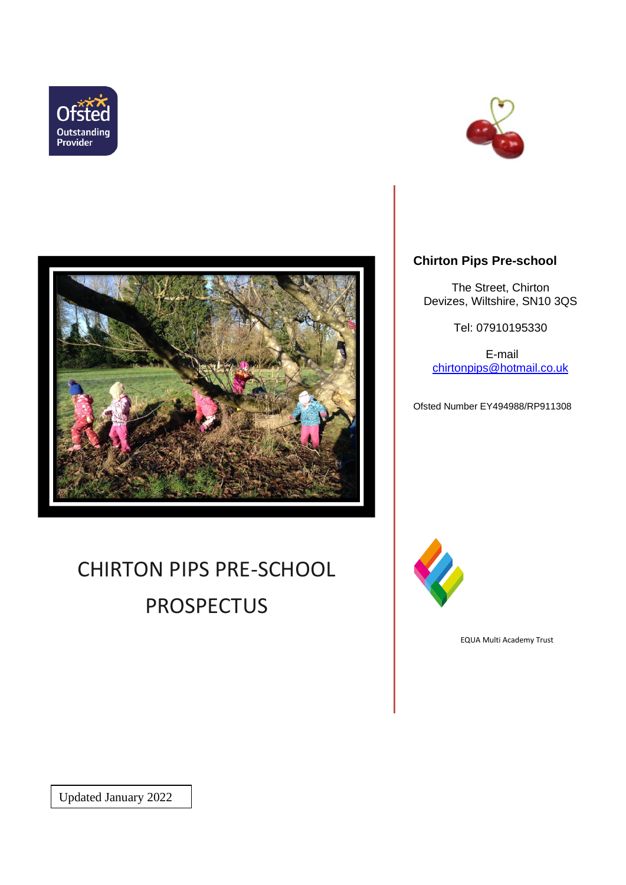Ofsted Outstanding Provider

# CHIRTON PIPS PRE-SCHOOL PROSPECTUS

**Chirton Pips Pre-school**

The Street, Chirton
Devizes, Wiltshire, SN10 3QS

Tel: 07910195330

E-mail
chirtonpips@hotmail.co.uk

Ofsted Number EY494988/RP911308

EQUA Multi Academy Trust

Updated January 2022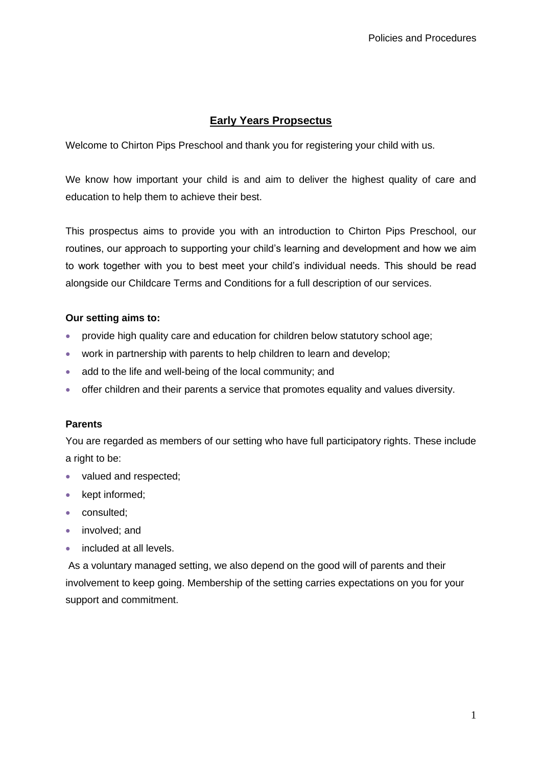## Early Years Propsectus

Welcome to Chirton Pips Preschool and thank you for registering your child with us.

We know how important your child is and aim to deliver the highest quality of care and education to help them to achieve their best.

This prospectus aims to provide you with an introduction to Chirton Pips Preschool, our routines, our approach to supporting your child's learning and development and how we aim to work together with you to best meet your child's individual needs. This should be read alongside our Childcare Terms and Conditions for a full description of our services.

**Our setting aims to:**

- provide high quality care and education for children below statutory school age;
- work in partnership with parents to help children to learn and develop;
- add to the life and well-being of the local community; and
- offer children and their parents a service that promotes equality and values diversity.

**Parents**

You are regarded as members of our setting who have full participatory rights. These include a right to be:

- valued and respected;
- kept informed;
- consulted;
- involved; and
- included at all levels.

As a voluntary managed setting, we also depend on the good will of parents and their involvement to keep going. Membership of the setting carries expectations on you for your support and commitment.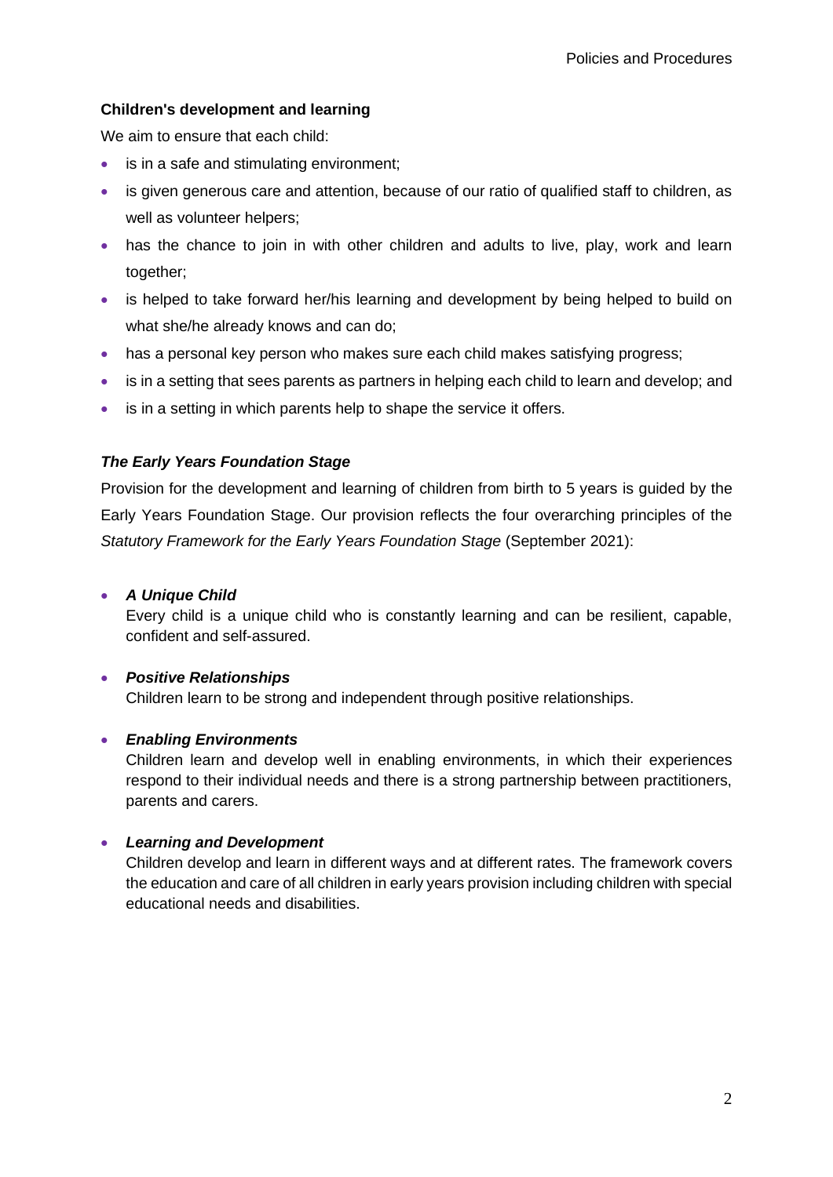**Children's development and learning**

We aim to ensure that each child:

- is in a safe and stimulating environment;
- is given generous care and attention, because of our ratio of qualified staff to children, as well as volunteer helpers;
- has the chance to join in with other children and adults to live, play, work and learn together;
- is helped to take forward her/his learning and development by being helped to build on what she/he already knows and can do;
- has a personal key person who makes sure each child makes satisfying progress;
- is in a setting that sees parents as partners in helping each child to learn and develop; and
- is in a setting in which parents help to shape the service it offers.

***The Early Years Foundation Stage***

Provision for the development and learning of children from birth to 5 years is guided by the Early Years Foundation Stage. Our provision reflects the four overarching principles of the *Statutory Framework for the Early Years Foundation Stage* (September 2021):

- ***A Unique Child***
  Every child is a unique child who is constantly learning and can be resilient, capable, confident and self-assured.

- ***Positive Relationships***
  Children learn to be strong and independent through positive relationships.

- ***Enabling Environments***
  Children learn and develop well in enabling environments, in which their experiences respond to their individual needs and there is a strong partnership between practitioners, parents and carers.

- ***Learning and Development***
  Children develop and learn in different ways and at different rates. The framework covers the education and care of all children in early years provision including children with special educational needs and disabilities.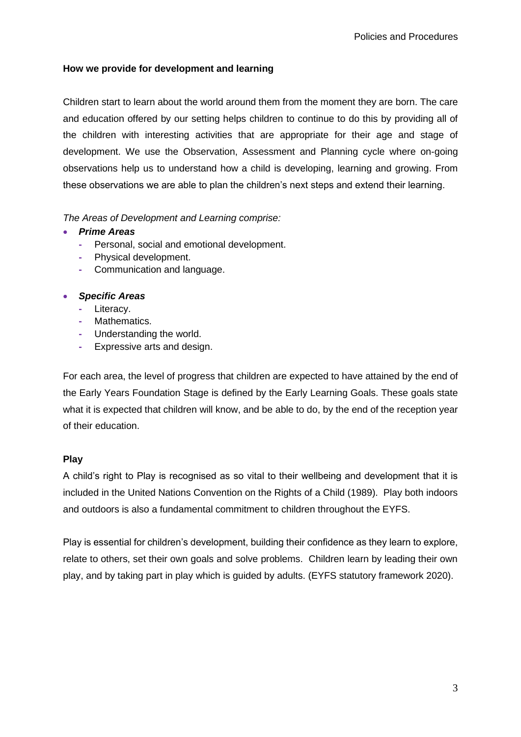**How we provide for development and learning**

Children start to learn about the world around them from the moment they are born. The care and education offered by our setting helps children to continue to do this by providing all of the children with interesting activities that are appropriate for their age and stage of development. We use the Observation, Assessment and Planning cycle where on-going observations help us to understand how a child is developing, learning and growing. From these observations we are able to plan the children's next steps and extend their learning.

*The Areas of Development and Learning comprise:*

- ***Prime Areas***
  - Personal, social and emotional development.
  - Physical development.
  - Communication and language.

- ***Specific Areas***
  - Literacy.
  - Mathematics.
  - Understanding the world.
  - Expressive arts and design.

For each area, the level of progress that children are expected to have attained by the end of the Early Years Foundation Stage is defined by the Early Learning Goals. These goals state what it is expected that children will know, and be able to do, by the end of the reception year of their education.

**Play**

A child's right to Play is recognised as so vital to their wellbeing and development that it is included in the United Nations Convention on the Rights of a Child (1989). Play both indoors and outdoors is also a fundamental commitment to children throughout the EYFS.

Play is essential for children's development, building their confidence as they learn to explore, relate to others, set their own goals and solve problems. Children learn by leading their own play, and by taking part in play which is guided by adults. (EYFS statutory framework 2020).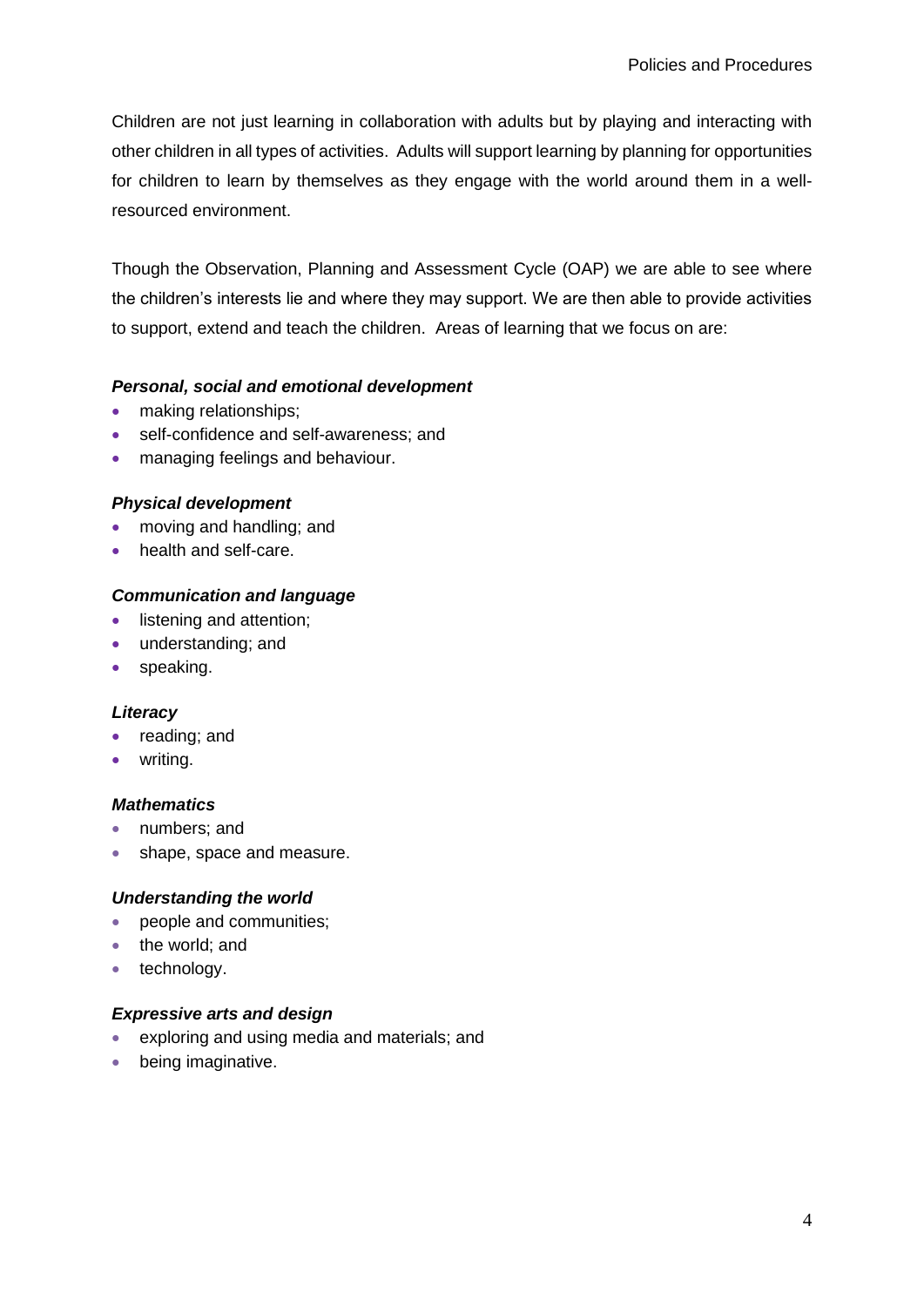Children are not just learning in collaboration with adults but by playing and interacting with other children in all types of activities. Adults will support learning by planning for opportunities for children to learn by themselves as they engage with the world around them in a well-resourced environment.

Though the Observation, Planning and Assessment Cycle (OAP) we are able to see where the children's interests lie and where they may support. We are then able to provide activities to support, extend and teach the children. Areas of learning that we focus on are:

***Personal, social and emotional development***

- making relationships;
- self-confidence and self-awareness; and
- managing feelings and behaviour.

***Physical development***

- moving and handling; and
- health and self-care.

***Communication and language***

- listening and attention;
- understanding; and
- speaking.

***Literacy***

- reading; and
- writing.

***Mathematics***

- numbers; and
- shape, space and measure.

***Understanding the world***

- people and communities;
- the world; and
- technology.

***Expressive arts and design***

- exploring and using media and materials; and
- being imaginative.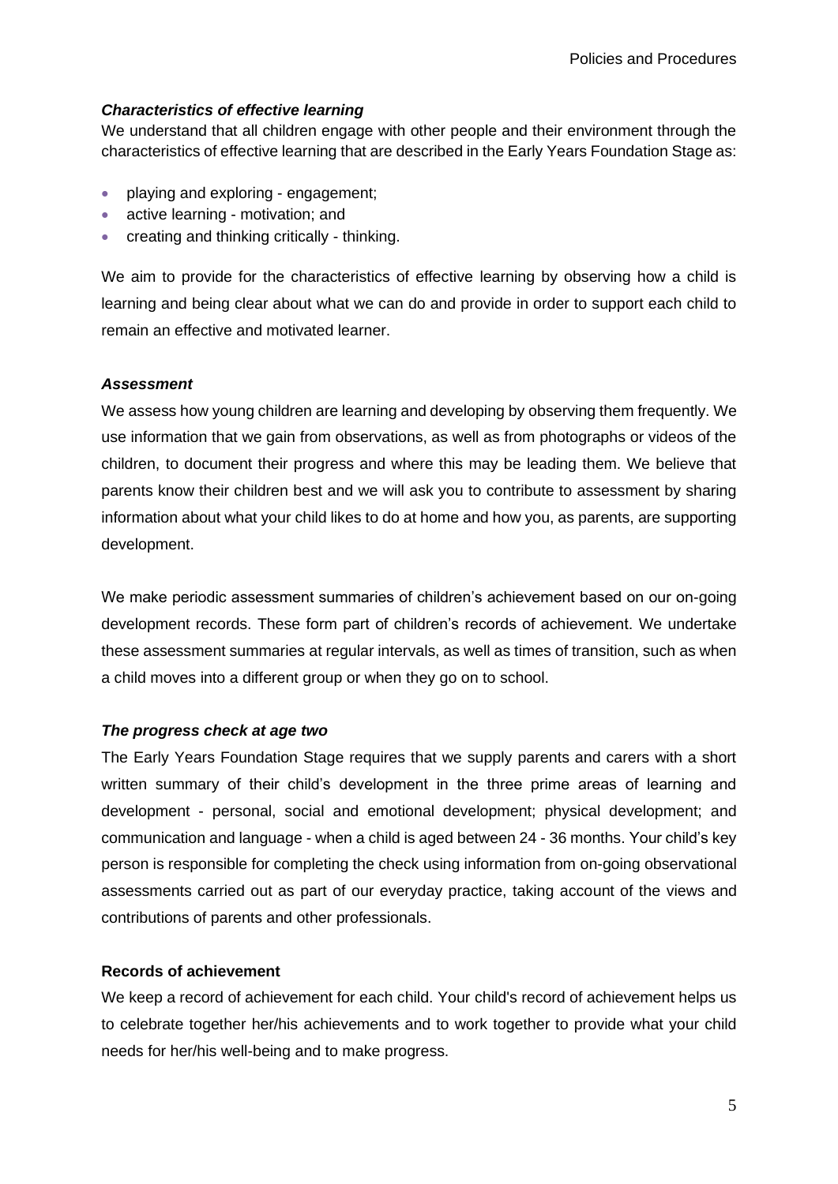### *Characteristics of effective learning*

We understand that all children engage with other people and their environment through the characteristics of effective learning that are described in the Early Years Foundation Stage as:

- playing and exploring - engagement;
- active learning - motivation; and
- creating and thinking critically - thinking.

We aim to provide for the characteristics of effective learning by observing how a child is learning and being clear about what we can do and provide in order to support each child to remain an effective and motivated learner.

### *Assessment*

We assess how young children are learning and developing by observing them frequently. We use information that we gain from observations, as well as from photographs or videos of the children, to document their progress and where this may be leading them. We believe that parents know their children best and we will ask you to contribute to assessment by sharing information about what your child likes to do at home and how you, as parents, are supporting development.

We make periodic assessment summaries of children's achievement based on our on-going development records. These form part of children's records of achievement. We undertake these assessment summaries at regular intervals, as well as times of transition, such as when a child moves into a different group or when they go on to school.

### *The progress check at age two*

The Early Years Foundation Stage requires that we supply parents and carers with a short written summary of their child's development in the three prime areas of learning and development - personal, social and emotional development; physical development; and communication and language - when a child is aged between 24 - 36 months. Your child's key person is responsible for completing the check using information from on-going observational assessments carried out as part of our everyday practice, taking account of the views and contributions of parents and other professionals.

### **Records of achievement**

We keep a record of achievement for each child. Your child's record of achievement helps us to celebrate together her/his achievements and to work together to provide what your child needs for her/his well-being and to make progress.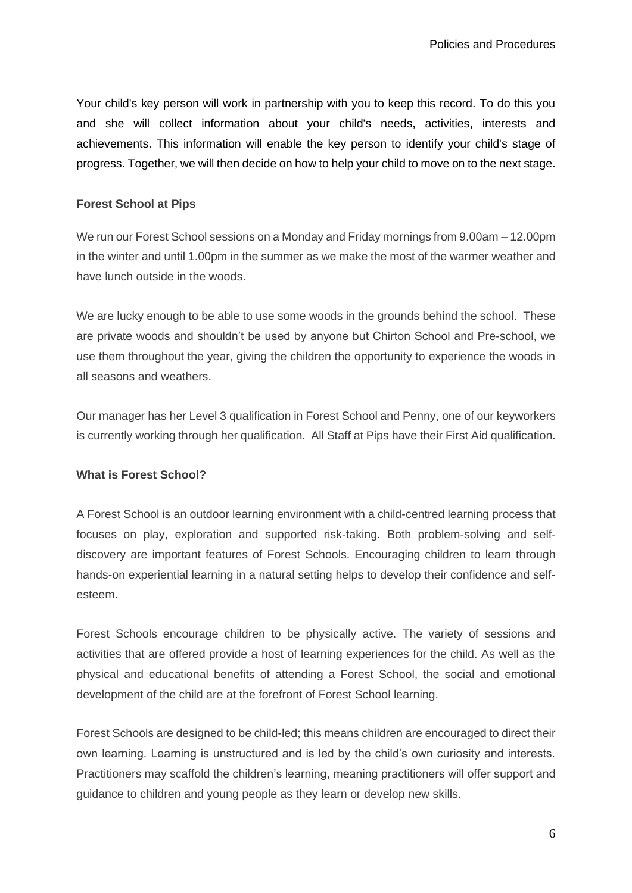Your child's key person will work in partnership with you to keep this record. To do this you and she will collect information about your child's needs, activities, interests and achievements. This information will enable the key person to identify your child's stage of progress. Together, we will then decide on how to help your child to move on to the next stage.

**Forest School at Pips**

We run our Forest School sessions on a Monday and Friday mornings from 9.00am – 12.00pm in the winter and until 1.00pm in the summer as we make the most of the warmer weather and have lunch outside in the woods.

We are lucky enough to be able to use some woods in the grounds behind the school. These are private woods and shouldn't be used by anyone but Chirton School and Pre-school, we use them throughout the year, giving the children the opportunity to experience the woods in all seasons and weathers.

Our manager has her Level 3 qualification in Forest School and Penny, one of our keyworkers is currently working through her qualification. All Staff at Pips have their First Aid qualification.

**What is Forest School?**

A Forest School is an outdoor learning environment with a child-centred learning process that focuses on play, exploration and supported risk-taking. Both problem-solving and self-discovery are important features of Forest Schools. Encouraging children to learn through hands-on experiential learning in a natural setting helps to develop their confidence and self-esteem.

Forest Schools encourage children to be physically active. The variety of sessions and activities that are offered provide a host of learning experiences for the child. As well as the physical and educational benefits of attending a Forest School, the social and emotional development of the child are at the forefront of Forest School learning.

Forest Schools are designed to be child-led; this means children are encouraged to direct their own learning. Learning is unstructured and is led by the child's own curiosity and interests. Practitioners may scaffold the children's learning, meaning practitioners will offer support and guidance to children and young people as they learn or develop new skills.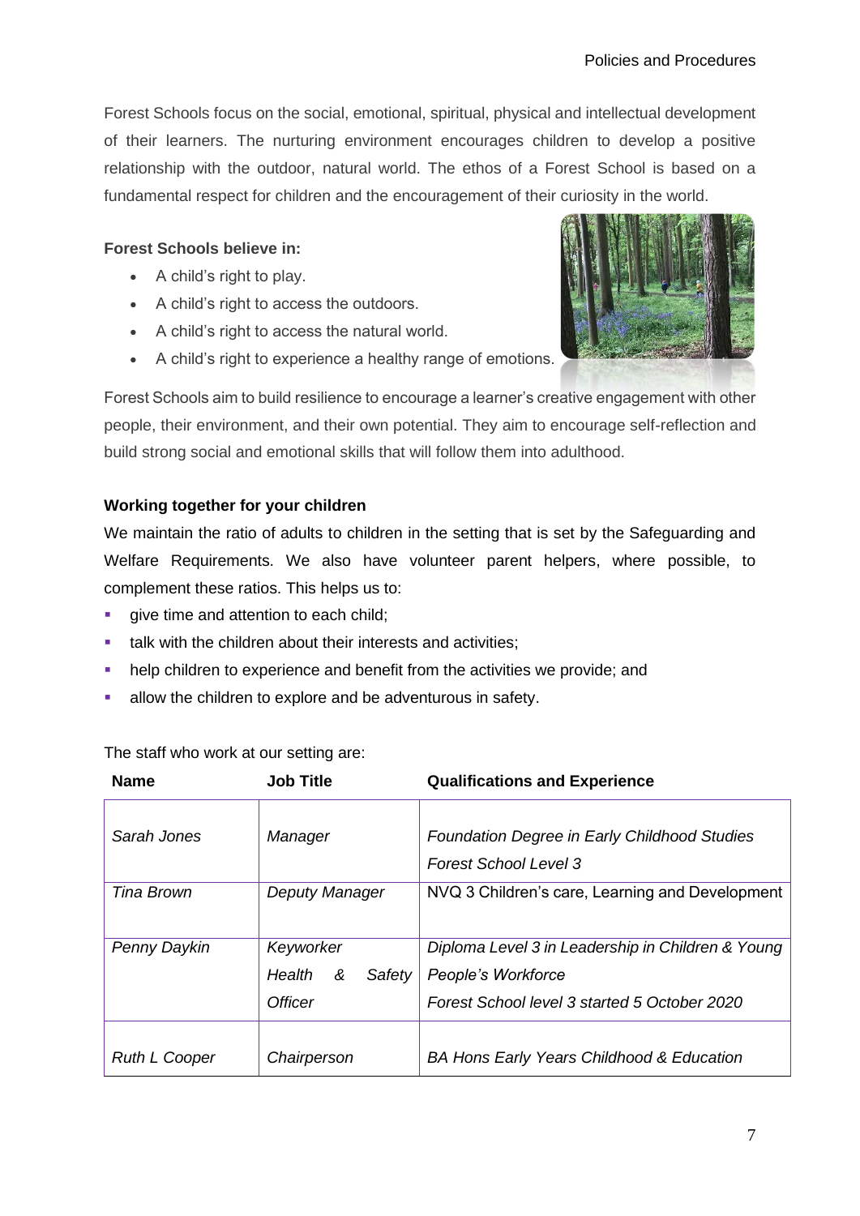Forest Schools focus on the social, emotional, spiritual, physical and intellectual development of their learners. The nurturing environment encourages children to develop a positive relationship with the outdoor, natural world. The ethos of a Forest School is based on a fundamental respect for children and the encouragement of their curiosity in the world.

**Forest Schools believe in:**

- A child's right to play.
- A child's right to access the outdoors.
- A child's right to access the natural world.
- A child's right to experience a healthy range of emotions.

Forest Schools aim to build resilience to encourage a learner's creative engagement with other people, their environment, and their own potential. They aim to encourage self-reflection and build strong social and emotional skills that will follow them into adulthood.

**Working together for your children**

We maintain the ratio of adults to children in the setting that is set by the Safeguarding and Welfare Requirements. We also have volunteer parent helpers, where possible, to complement these ratios. This helps us to:

- give time and attention to each child;
- talk with the children about their interests and activities;
- help children to experience and benefit from the activities we provide; and
- allow the children to explore and be adventurous in safety.

The staff who work at our setting are:

| Name | Job Title | Qualifications and Experience |
|---|---|---|
| *Sarah Jones* | *Manager* | *Foundation Degree in Early Childhood Studies*<br>*Forest School Level 3* |
| *Tina Brown* | *Deputy Manager* | NVQ 3 Children's care, Learning and Development |
| *Penny Daykin* | *Keyworker*<br>*Health & Safety Officer* | *Diploma Level 3 in Leadership in Children & Young People's Workforce*<br>*Forest School level 3 started 5 October 2020* |
| *Ruth L Cooper* | *Chairperson* | *BA Hons Early Years Childhood & Education* |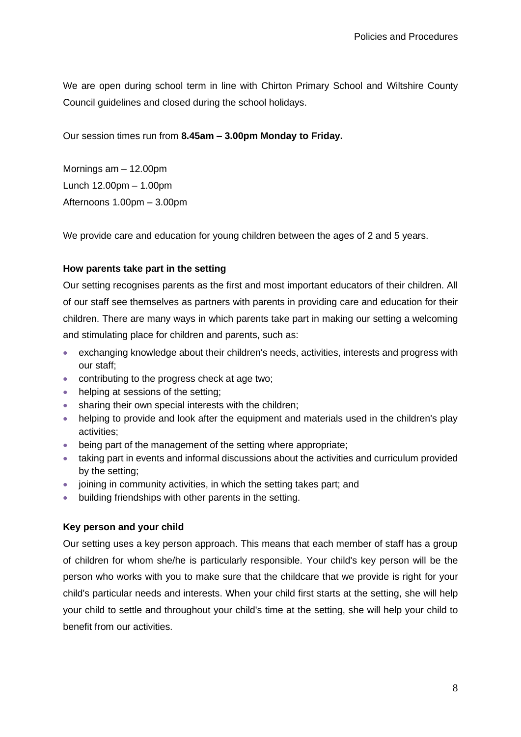We are open during school term in line with Chirton Primary School and Wiltshire County Council guidelines and closed during the school holidays.

Our session times run from **8.45am – 3.00pm Monday to Friday.**

Mornings am – 12.00pm
Lunch 12.00pm – 1.00pm
Afternoons 1.00pm – 3.00pm

We provide care and education for young children between the ages of 2 and 5 years.

**How parents take part in the setting**

Our setting recognises parents as the first and most important educators of their children. All of our staff see themselves as partners with parents in providing care and education for their children. There are many ways in which parents take part in making our setting a welcoming and stimulating place for children and parents, such as:

- exchanging knowledge about their children's needs, activities, interests and progress with our staff;
- contributing to the progress check at age two;
- helping at sessions of the setting;
- sharing their own special interests with the children;
- helping to provide and look after the equipment and materials used in the children's play activities;
- being part of the management of the setting where appropriate;
- taking part in events and informal discussions about the activities and curriculum provided by the setting;
- joining in community activities, in which the setting takes part; and
- building friendships with other parents in the setting.

**Key person and your child**

Our setting uses a key person approach. This means that each member of staff has a group of children for whom she/he is particularly responsible. Your child's key person will be the person who works with you to make sure that the childcare that we provide is right for your child's particular needs and interests. When your child first starts at the setting, she will help your child to settle and throughout your child's time at the setting, she will help your child to benefit from our activities.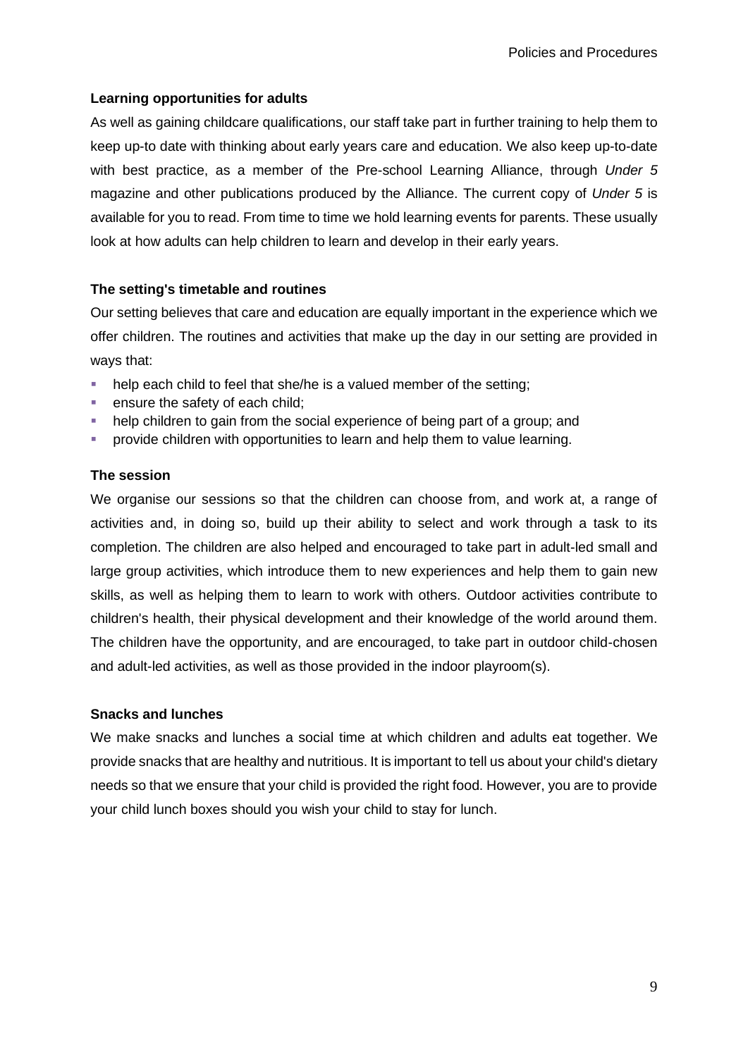**Learning opportunities for adults**

As well as gaining childcare qualifications, our staff take part in further training to help them to keep up-to date with thinking about early years care and education. We also keep up-to-date with best practice, as a member of the Pre-school Learning Alliance, through *Under 5* magazine and other publications produced by the Alliance. The current copy of *Under 5* is available for you to read. From time to time we hold learning events for parents. These usually look at how adults can help children to learn and develop in their early years.

**The setting's timetable and routines**

Our setting believes that care and education are equally important in the experience which we offer children. The routines and activities that make up the day in our setting are provided in ways that:

- help each child to feel that she/he is a valued member of the setting;
- ensure the safety of each child;
- help children to gain from the social experience of being part of a group; and
- provide children with opportunities to learn and help them to value learning.

**The session**

We organise our sessions so that the children can choose from, and work at, a range of activities and, in doing so, build up their ability to select and work through a task to its completion. The children are also helped and encouraged to take part in adult-led small and large group activities, which introduce them to new experiences and help them to gain new skills, as well as helping them to learn to work with others. Outdoor activities contribute to children's health, their physical development and their knowledge of the world around them. The children have the opportunity, and are encouraged, to take part in outdoor child-chosen and adult-led activities, as well as those provided in the indoor playroom(s).

**Snacks and lunches**

We make snacks and lunches a social time at which children and adults eat together. We provide snacks that are healthy and nutritious. It is important to tell us about your child's dietary needs so that we ensure that your child is provided the right food. However, you are to provide your child lunch boxes should you wish your child to stay for lunch.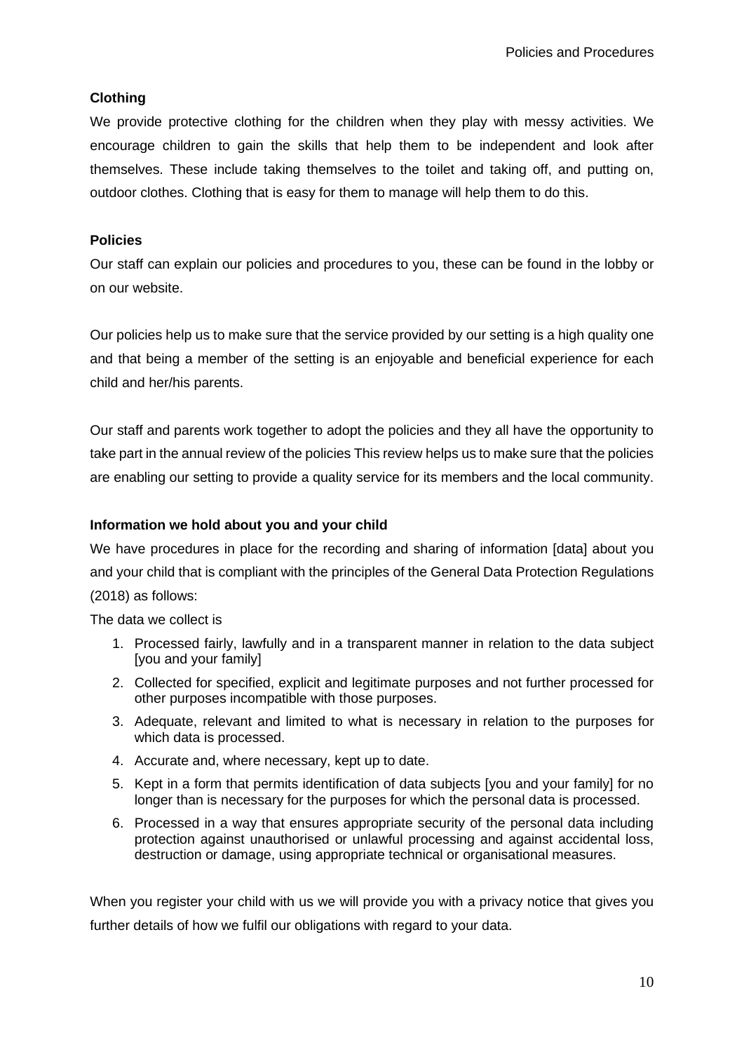**Clothing**

We provide protective clothing for the children when they play with messy activities. We encourage children to gain the skills that help them to be independent and look after themselves. These include taking themselves to the toilet and taking off, and putting on, outdoor clothes. Clothing that is easy for them to manage will help them to do this.

**Policies**

Our staff can explain our policies and procedures to you, these can be found in the lobby or on our website.

Our policies help us to make sure that the service provided by our setting is a high quality one and that being a member of the setting is an enjoyable and beneficial experience for each child and her/his parents.

Our staff and parents work together to adopt the policies and they all have the opportunity to take part in the annual review of the policies This review helps us to make sure that the policies are enabling our setting to provide a quality service for its members and the local community.

**Information we hold about you and your child**

We have procedures in place for the recording and sharing of information [data] about you and your child that is compliant with the principles of the General Data Protection Regulations (2018) as follows:

The data we collect is

1. Processed fairly, lawfully and in a transparent manner in relation to the data subject [you and your family]
2. Collected for specified, explicit and legitimate purposes and not further processed for other purposes incompatible with those purposes.
3. Adequate, relevant and limited to what is necessary in relation to the purposes for which data is processed.
4. Accurate and, where necessary, kept up to date.
5. Kept in a form that permits identification of data subjects [you and your family] for no longer than is necessary for the purposes for which the personal data is processed.
6. Processed in a way that ensures appropriate security of the personal data including protection against unauthorised or unlawful processing and against accidental loss, destruction or damage, using appropriate technical or organisational measures.

When you register your child with us we will provide you with a privacy notice that gives you further details of how we fulfil our obligations with regard to your data.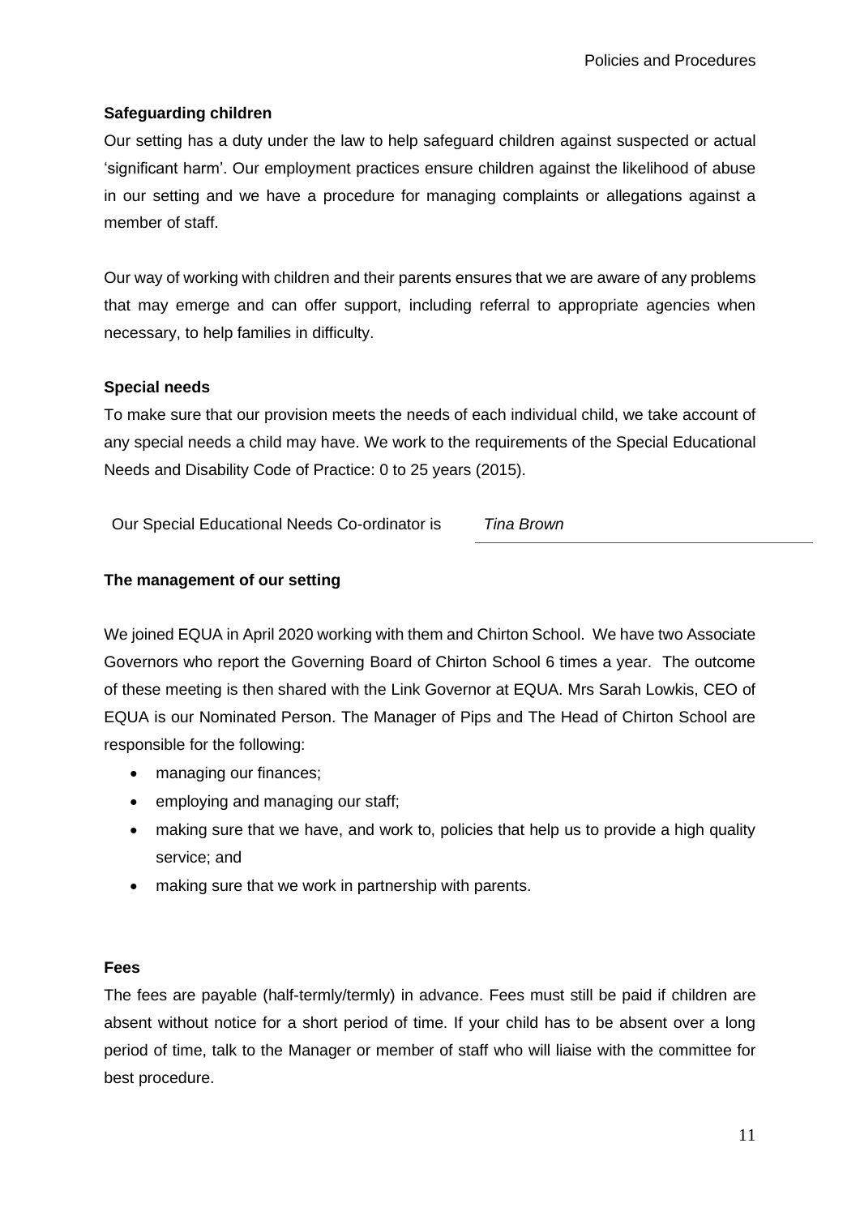**Safeguarding children**

Our setting has a duty under the law to help safeguard children against suspected or actual 'significant harm'. Our employment practices ensure children against the likelihood of abuse in our setting and we have a procedure for managing complaints or allegations against a member of staff.

Our way of working with children and their parents ensures that we are aware of any problems that may emerge and can offer support, including referral to appropriate agencies when necessary, to help families in difficulty.

**Special needs**

To make sure that our provision meets the needs of each individual child, we take account of any special needs a child may have. We work to the requirements of the Special Educational Needs and Disability Code of Practice: 0 to 25 years (2015).

Our Special Educational Needs Co-ordinator is *Tina Brown*

**The management of our setting**

We joined EQUA in April 2020 working with them and Chirton School. We have two Associate Governors who report the Governing Board of Chirton School 6 times a year. The outcome of these meeting is then shared with the Link Governor at EQUA. Mrs Sarah Lowkis, CEO of EQUA is our Nominated Person. The Manager of Pips and The Head of Chirton School are responsible for the following:

- managing our finances;
- employing and managing our staff;
- making sure that we have, and work to, policies that help us to provide a high quality service; and
- making sure that we work in partnership with parents.

**Fees**

The fees are payable (half-termly/termly) in advance. Fees must still be paid if children are absent without notice for a short period of time. If your child has to be absent over a long period of time, talk to the Manager or member of staff who will liaise with the committee for best procedure.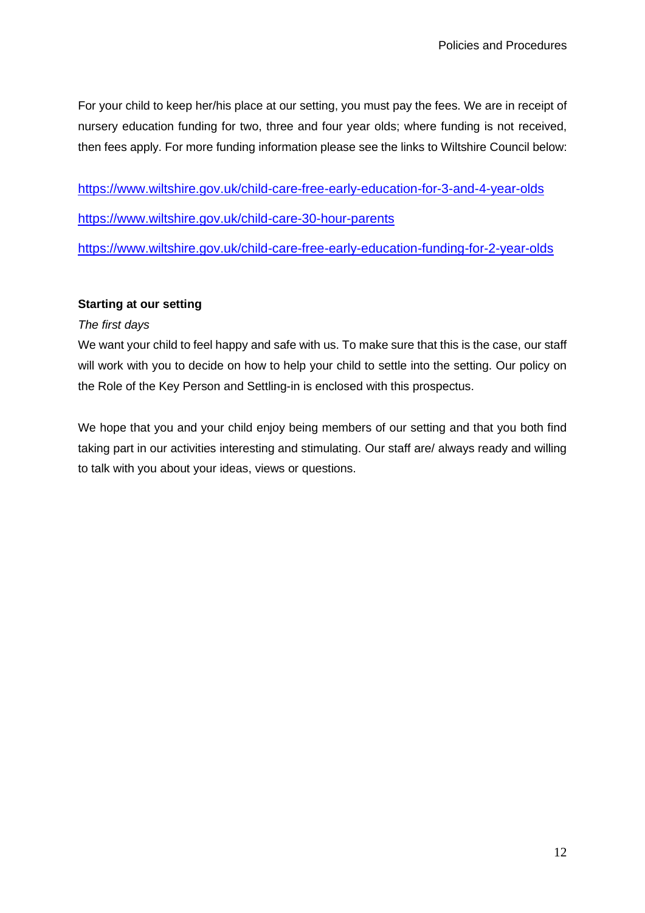For your child to keep her/his place at our setting, you must pay the fees. We are in receipt of nursery education funding for two, three and four year olds; where funding is not received, then fees apply. For more funding information please see the links to Wiltshire Council below:

https://www.wiltshire.gov.uk/child-care-free-early-education-for-3-and-4-year-olds

https://www.wiltshire.gov.uk/child-care-30-hour-parents

https://www.wiltshire.gov.uk/child-care-free-early-education-funding-for-2-year-olds

**Starting at our setting**

*The first days*

We want your child to feel happy and safe with us. To make sure that this is the case, our staff will work with you to decide on how to help your child to settle into the setting. Our policy on the Role of the Key Person and Settling-in is enclosed with this prospectus.

We hope that you and your child enjoy being members of our setting and that you both find taking part in our activities interesting and stimulating. Our staff are/ always ready and willing to talk with you about your ideas, views or questions.